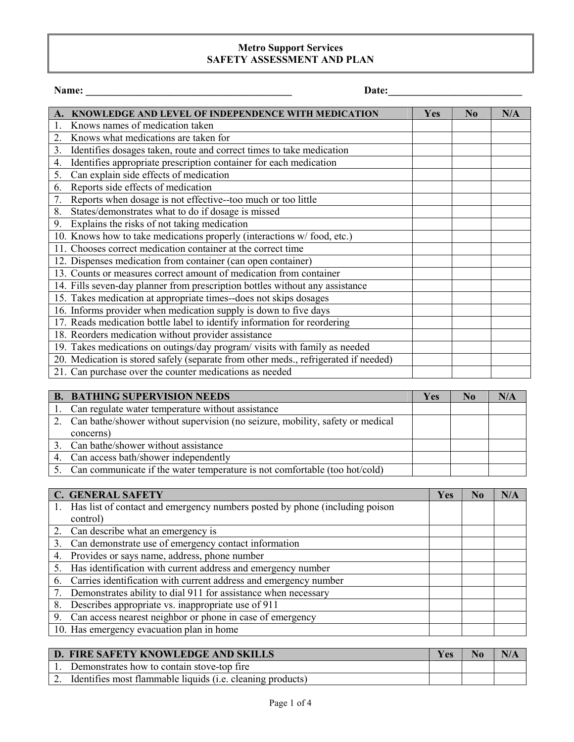# Metro Support Services
## SAFETY ASSESSMENT AND PLAN

**Name:** ________________________________________ **Date:**_________________________

| A. KNOWLEDGE AND LEVEL OF INDEPENDENCE WITH MEDICATION | Yes | No | N/A |
|---|---|---|---|
| 1. Knows names of medication taken | | | |
| 2. Knows what medications are taken for | | | |
| 3. Identifies dosages taken, route and correct times to take medication | | | |
| 4. Identifies appropriate prescription container for each medication | | | |
| 5. Can explain side effects of medication | | | |
| 6. Reports side effects of medication | | | |
| 7. Reports when dosage is not effective--too much or too little | | | |
| 8. States/demonstrates what to do if dosage is missed | | | |
| 9. Explains the risks of not taking medication | | | |
| 10. Knows how to take medications properly (interactions w/ food, etc.) | | | |
| 11. Chooses correct medication container at the correct time | | | |
| 12. Dispenses medication from container (can open container) | | | |
| 13. Counts or measures correct amount of medication from container | | | |
| 14. Fills seven-day planner from prescription bottles without any assistance | | | |
| 15. Takes medication at appropriate times--does not skips dosages | | | |
| 16. Informs provider when medication supply is down to five days | | | |
| 17. Reads medication bottle label to identify information for reordering | | | |
| 18. Reorders medication without provider assistance | | | |
| 19. Takes medications on outings/day program/ visits with family as needed | | | |
| 20. Medication is stored safely (separate from other meds., refrigerated if needed) | | | |
| 21. Can purchase over the counter medications as needed | | | |

| B. BATHING SUPERVISION NEEDS | Yes | No | N/A |
|---|---|---|---|
| 1. Can regulate water temperature without assistance | | | |
| 2. Can bathe/shower without supervision (no seizure, mobility, safety or medical concerns) | | | |
| 3. Can bathe/shower without assistance | | | |
| 4. Can access bath/shower independently | | | |
| 5. Can communicate if the water temperature is not comfortable (too hot/cold) | | | |

| C. GENERAL SAFETY | Yes | No | N/A |
|---|---|---|---|
| 1. Has list of contact and emergency numbers posted by phone (including poison control) | | | |
| 2. Can describe what an emergency is | | | |
| 3. Can demonstrate use of emergency contact information | | | |
| 4. Provides or says name, address, phone number | | | |
| 5. Has identification with current address and emergency number | | | |
| 6. Carries identification with current address and emergency number | | | |
| 7. Demonstrates ability to dial 911 for assistance when necessary | | | |
| 8. Describes appropriate vs. inappropriate use of 911 | | | |
| 9. Can access nearest neighbor or phone in case of emergency | | | |
| 10. Has emergency evacuation plan in home | | | |

| D. FIRE SAFETY KNOWLEDGE AND SKILLS | Yes | No | N/A |
|---|---|---|---|
| 1. Demonstrates how to contain stove-top fire | | | |
| 2. Identifies most flammable liquids (i.e. cleaning products) | | | |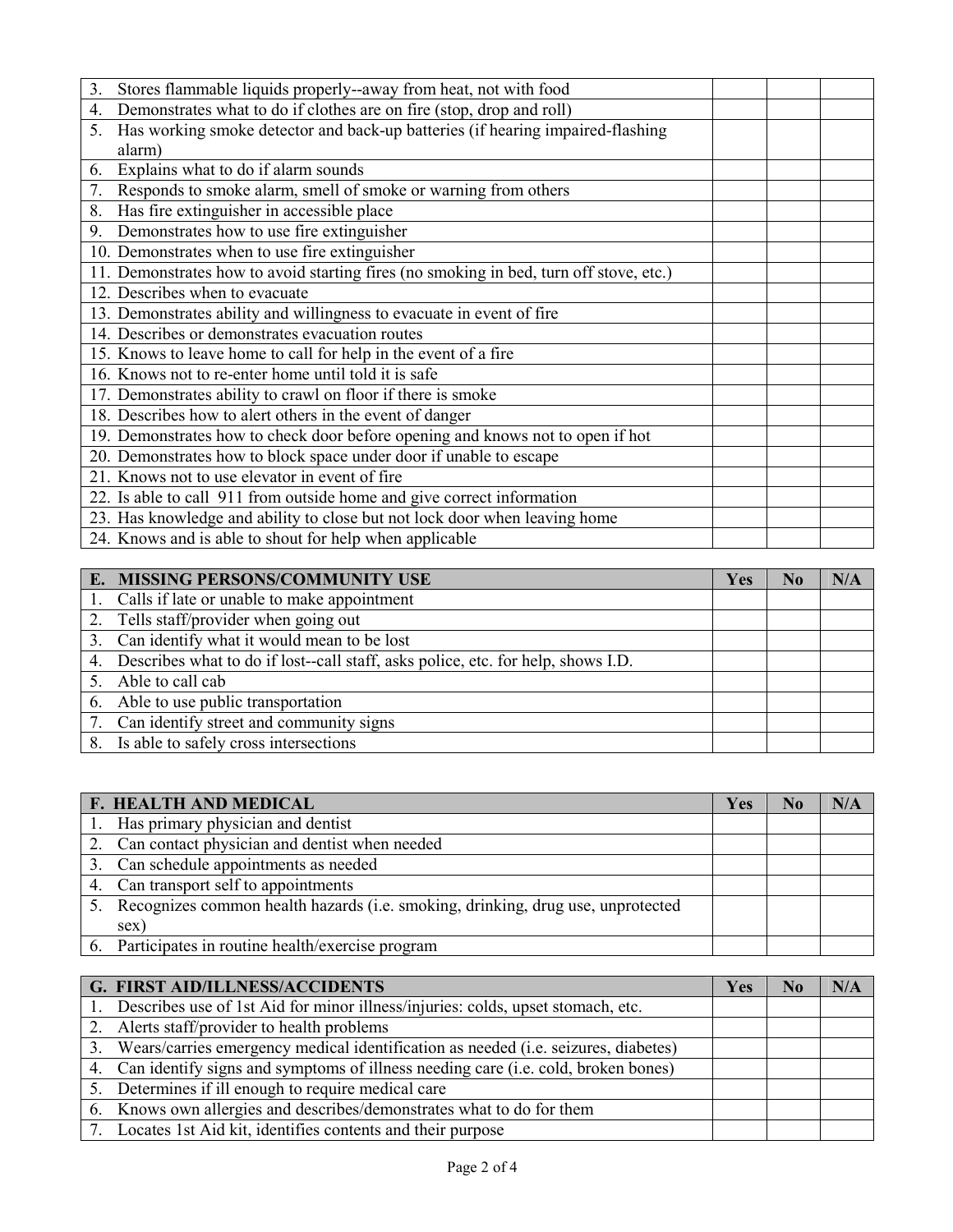| | | | |
|---|---|---|---|
| 3. Stores flammable liquids properly--away from heat, not with food | | | |
| 4. Demonstrates what to do if clothes are on fire (stop, drop and roll) | | | |
| 5. Has working smoke detector and back-up batteries (if hearing impaired-flashing alarm) | | | |
| 6. Explains what to do if alarm sounds | | | |
| 7. Responds to smoke alarm, smell of smoke or warning from others | | | |
| 8. Has fire extinguisher in accessible place | | | |
| 9. Demonstrates how to use fire extinguisher | | | |
| 10. Demonstrates when to use fire extinguisher | | | |
| 11. Demonstrates how to avoid starting fires (no smoking in bed, turn off stove, etc.) | | | |
| 12. Describes when to evacuate | | | |
| 13. Demonstrates ability and willingness to evacuate in event of fire | | | |
| 14. Describes or demonstrates evacuation routes | | | |
| 15. Knows to leave home to call for help in the event of a fire | | | |
| 16. Knows not to re-enter home until told it is safe | | | |
| 17. Demonstrates ability to crawl on floor if there is smoke | | | |
| 18. Describes how to alert others in the event of danger | | | |
| 19. Demonstrates how to check door before opening and knows not to open if hot | | | |
| 20. Demonstrates how to block space under door if unable to escape | | | |
| 21. Knows not to use elevator in event of fire | | | |
| 22. Is able to call 911 from outside home and give correct information | | | |
| 23. Has knowledge and ability to close but not lock door when leaving home | | | |
| 24. Knows and is able to shout for help when applicable | | | |

| E. MISSING PERSONS/COMMUNITY USE | Yes | No | N/A |
|---|---|---|---|
| 1. Calls if late or unable to make appointment | | | |
| 2. Tells staff/provider when going out | | | |
| 3. Can identify what it would mean to be lost | | | |
| 4. Describes what to do if lost--call staff, asks police, etc. for help, shows I.D. | | | |
| 5. Able to call cab | | | |
| 6. Able to use public transportation | | | |
| 7. Can identify street and community signs | | | |
| 8. Is able to safely cross intersections | | | |

| F. HEALTH AND MEDICAL | Yes | No | N/A |
|---|---|---|---|
| 1. Has primary physician and dentist | | | |
| 2. Can contact physician and dentist when needed | | | |
| 3. Can schedule appointments as needed | | | |
| 4. Can transport self to appointments | | | |
| 5. Recognizes common health hazards (i.e. smoking, drinking, drug use, unprotected sex) | | | |
| 6. Participates in routine health/exercise program | | | |

| G. FIRST AID/ILLNESS/ACCIDENTS | Yes | No | N/A |
|---|---|---|---|
| 1. Describes use of 1st Aid for minor illness/injuries: colds, upset stomach, etc. | | | |
| 2. Alerts staff/provider to health problems | | | |
| 3. Wears/carries emergency medical identification as needed (i.e. seizures, diabetes) | | | |
| 4. Can identify signs and symptoms of illness needing care (i.e. cold, broken bones) | | | |
| 5. Determines if ill enough to require medical care | | | |
| 6. Knows own allergies and describes/demonstrates what to do for them | | | |
| 7. Locates 1st Aid kit, identifies contents and their purpose | | | |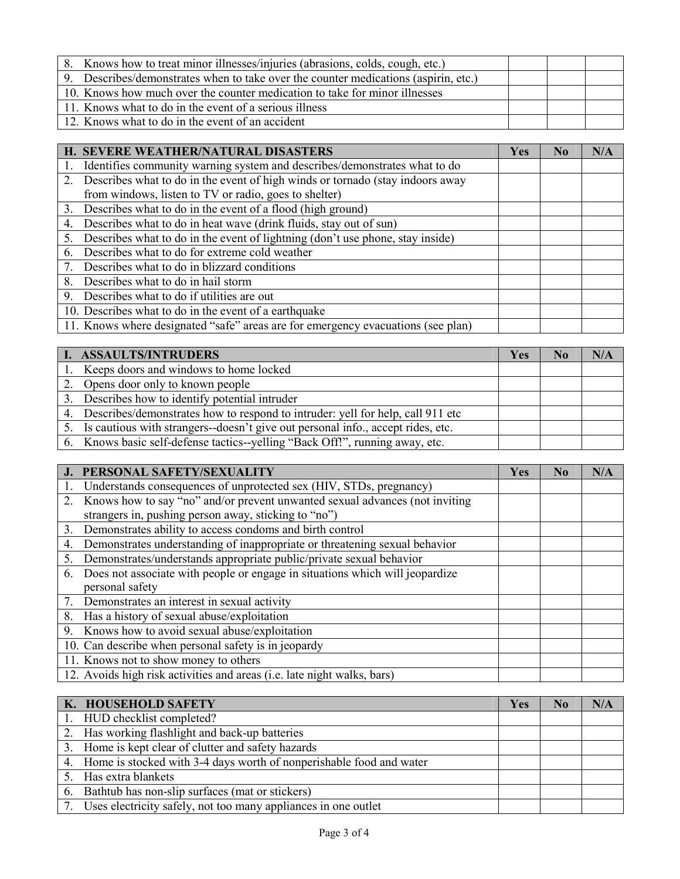| | | | |
|---|---|---|---|
| 8. Knows how to treat minor illnesses/injuries (abrasions, colds, cough, etc.) | | | |
| 9. Describes/demonstrates when to take over the counter medications (aspirin, etc.) | | | |
| 10. Knows how much over the counter medication to take for minor illnesses | | | |
| 11. Knows what to do in the event of a serious illness | | | |
| 12. Knows what to do in the event of an accident | | | |

| H. SEVERE WEATHER/NATURAL DISASTERS | Yes | No | N/A |
|---|---|---|---|
| 1. Identifies community warning system and describes/demonstrates what to do | | | |
| 2. Describes what to do in the event of high winds or tornado (stay indoors away from windows, listen to TV or radio, goes to shelter) | | | |
| 3. Describes what to do in the event of a flood (high ground) | | | |
| 4. Describes what to do in heat wave (drink fluids, stay out of sun) | | | |
| 5. Describes what to do in the event of lightning (don't use phone, stay inside) | | | |
| 6. Describes what to do for extreme cold weather | | | |
| 7. Describes what to do in blizzard conditions | | | |
| 8. Describes what to do in hail storm | | | |
| 9. Describes what to do if utilities are out | | | |
| 10. Describes what to do in the event of a earthquake | | | |
| 11. Knows where designated "safe" areas are for emergency evacuations (see plan) | | | |

| I. ASSAULTS/INTRUDERS | Yes | No | N/A |
|---|---|---|---|
| 1. Keeps doors and windows to home locked | | | |
| 2. Opens door only to known people | | | |
| 3. Describes how to identify potential intruder | | | |
| 4. Describes/demonstrates how to respond to intruder: yell for help, call 911 etc | | | |
| 5. Is cautious with strangers--doesn't give out personal info., accept rides, etc. | | | |
| 6. Knows basic self-defense tactics--yelling "Back Off!", running away, etc. | | | |

| J. PERSONAL SAFETY/SEXUALITY | Yes | No | N/A |
|---|---|---|---|
| 1. Understands consequences of unprotected sex (HIV, STDs, pregnancy) | | | |
| 2. Knows how to say "no" and/or prevent unwanted sexual advances (not inviting strangers in, pushing person away, sticking to "no") | | | |
| 3. Demonstrates ability to access condoms and birth control | | | |
| 4. Demonstrates understanding of inappropriate or threatening sexual behavior | | | |
| 5. Demonstrates/understands appropriate public/private sexual behavior | | | |
| 6. Does not associate with people or engage in situations which will jeopardize personal safety | | | |
| 7. Demonstrates an interest in sexual activity | | | |
| 8. Has a history of sexual abuse/exploitation | | | |
| 9. Knows how to avoid sexual abuse/exploitation | | | |
| 10. Can describe when personal safety is in jeopardy | | | |
| 11. Knows not to show money to others | | | |
| 12. Avoids high risk activities and areas (i.e. late night walks, bars) | | | |

| K. HOUSEHOLD SAFETY | Yes | No | N/A |
|---|---|---|---|
| 1. HUD checklist completed? | | | |
| 2. Has working flashlight and back-up batteries | | | |
| 3. Home is kept clear of clutter and safety hazards | | | |
| 4. Home is stocked with 3-4 days worth of nonperishable food and water | | | |
| 5. Has extra blankets | | | |
| 6. Bathtub has non-slip surfaces (mat or stickers) | | | |
| 7. Uses electricity safely, not too many appliances in one outlet | | | |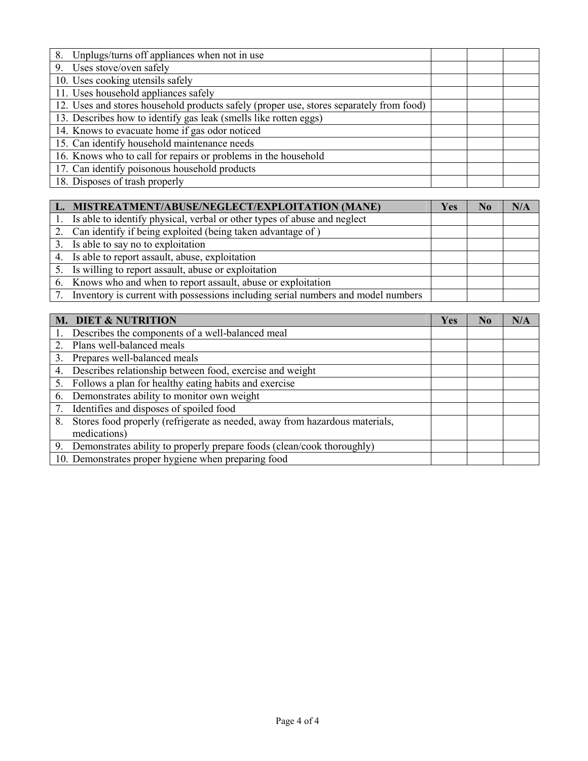| | | | |
|---|---|---|---|
| 8. Unplugs/turns off appliances when not in use | | | |
| 9. Uses stove/oven safely | | | |
| 10. Uses cooking utensils safely | | | |
| 11. Uses household appliances safely | | | |
| 12. Uses and stores household products safely (proper use, stores separately from food) | | | |
| 13. Describes how to identify gas leak (smells like rotten eggs) | | | |
| 14. Knows to evacuate home if gas odor noticed | | | |
| 15. Can identify household maintenance needs | | | |
| 16. Knows who to call for repairs or problems in the household | | | |
| 17. Can identify poisonous household products | | | |
| 18. Disposes of trash properly | | | |

| L. MISTREATMENT/ABUSE/NEGLECT/EXPLOITATION (MANE) | Yes | No | N/A |
|---|---|---|---|
| 1. Is able to identify physical, verbal or other types of abuse and neglect | | | |
| 2. Can identify if being exploited (being taken advantage of ) | | | |
| 3. Is able to say no to exploitation | | | |
| 4. Is able to report assault, abuse, exploitation | | | |
| 5. Is willing to report assault, abuse or exploitation | | | |
| 6. Knows who and when to report assault, abuse or exploitation | | | |
| 7. Inventory is current with possessions including serial numbers and model numbers | | | |

| M. DIET & NUTRITION | Yes | No | N/A |
|---|---|---|---|
| 1. Describes the components of a well-balanced meal | | | |
| 2. Plans well-balanced meals | | | |
| 3. Prepares well-balanced meals | | | |
| 4. Describes relationship between food, exercise and weight | | | |
| 5. Follows a plan for healthy eating habits and exercise | | | |
| 6. Demonstrates ability to monitor own weight | | | |
| 7. Identifies and disposes of spoiled food | | | |
| 8. Stores food properly (refrigerate as needed, away from hazardous materials, medications) | | | |
| 9. Demonstrates ability to properly prepare foods (clean/cook thoroughly) | | | |
| 10. Demonstrates proper hygiene when preparing food | | | |